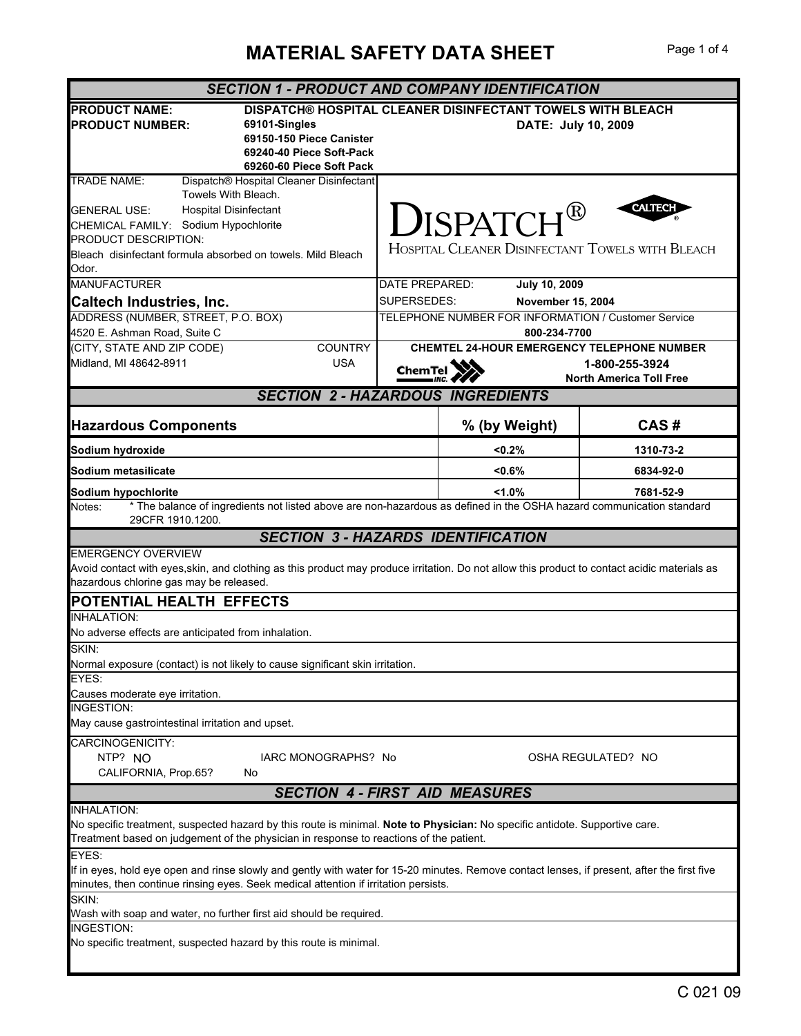# MATERIAL SAFETY DATA SHEET

## SECTION 1 - PRODUCT AND COMPANY IDENTIFICATION

**PRODUCT NAME:** **DISPATCH® HOSPITAL CLEANER DISINFECTANT TOWELS WITH BLEACH**

**PRODUCT NUMBER:**
**69101-Singles**
**69150-150 Piece Canister**
**69240-40 Piece Soft-Pack**
**69260-60 Piece Soft Pack**

**DATE: July 10, 2009**

TRADE NAME: Dispatch® Hospital Cleaner Disinfectant Towels With Bleach.

GENERAL USE: Hospital Disinfectant

CHEMICAL FAMILY: Sodium Hypochlorite

PRODUCT DESCRIPTION:
Bleach disinfectant formula absorbed on towels. Mild Bleach Odor.

DISPATCH® HOSPITAL CLEANER DISINFECTANT TOWELS WITH BLEACH

CALTECH

MANUFACTURER
**Caltech Industries, Inc.**

ADDRESS (NUMBER, STREET, P.O. BOX)
4520 E. Ashman Road, Suite C

(CITY, STATE AND ZIP CODE) Midland, MI 48642-8911

COUNTRY USA

DATE PREPARED: **July 10, 2009**

SUPERSEDES: **November 15, 2004**

TELEPHONE NUMBER FOR INFORMATION / Customer Service
**800-234-7700**

**CHEMTEL 24-HOUR EMERGENCY TELEPHONE NUMBER**
**1-800-255-3924**
**North America Toll Free**

## SECTION 2 - HAZARDOUS INGREDIENTS

| Hazardous Components | % (by Weight) | CAS # |
|---|---|---|
| **Sodium hydroxide** | **<0.2%** | **1310-73-2** |
| **Sodium metasilicate** | **<0.6%** | **6834-92-0** |
| **Sodium hypochlorite** | **<1.0%** | **7681-52-9** |

Notes: * The balance of ingredients not listed above are non-hazardous as defined in the OSHA hazard communication standard 29CFR 1910.1200.

## SECTION 3 - HAZARDS IDENTIFICATION

EMERGENCY OVERVIEW
Avoid contact with eyes,skin, and clothing as this product may produce irritation. Do not allow this product to contact acidic materials as hazardous chlorine gas may be released.

### POTENTIAL HEALTH EFFECTS

INHALATION:
No adverse effects are anticipated from inhalation.

SKIN:
Normal exposure (contact) is not likely to cause significant skin irritation.

EYES:
Causes moderate eye irritation.

INGESTION:
May cause gastrointestinal irritation and upset.

CARCINOGENICITY:
NTP? NO IARC MONOGRAPHS? No OSHA REGULATED? NO
CALIFORNIA, Prop.65? No

## SECTION 4 - FIRST AID MEASURES

INHALATION:
No specific treatment, suspected hazard by this route is minimal. **Note to Physician:** No specific antidote. Supportive care. Treatment based on judgement of the physician in response to reactions of the patient.

EYES:
If in eyes, hold eye open and rinse slowly and gently with water for 15-20 minutes. Remove contact lenses, if present, after the first five minutes, then continue rinsing eyes. Seek medical attention if irritation persists.

SKIN:
Wash with soap and water, no further first aid should be required.

INGESTION:
No specific treatment, suspected hazard by this route is minimal.

C 021 09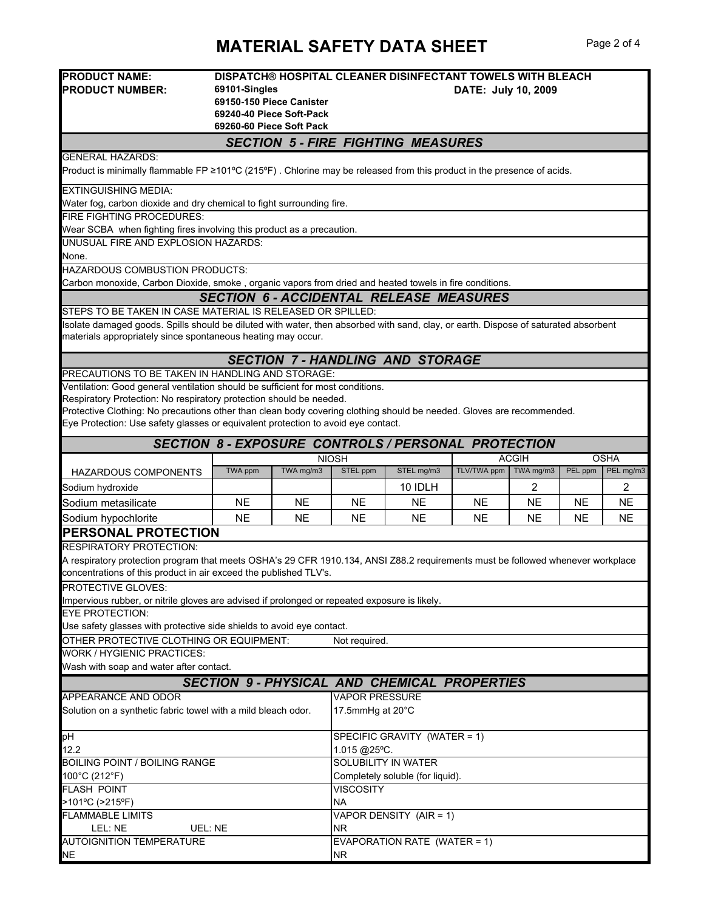# MATERIAL SAFETY DATA SHEET

**PRODUCT NAME:** DISPATCH® HOSPITAL CLEANER DISINFECTANT TOWELS WITH BLEACH

**PRODUCT NUMBER:** 69101-Singles
69150-150 Piece Canister
69240-40 Piece Soft-Pack
69260-60 Piece Soft Pack

**DATE: July 10, 2009**

## SECTION 5 - FIRE FIGHTING MEASURES

GENERAL HAZARDS:

Product is minimally flammable FP ≥101ºC (215ºF) . Chlorine may be released from this product in the presence of acids.

EXTINGUISHING MEDIA:

Water fog, carbon dioxide and dry chemical to fight surrounding fire.

FIRE FIGHTING PROCEDURES:

Wear SCBA when fighting fires involving this product as a precaution.

UNUSUAL FIRE AND EXPLOSION HAZARDS:

None.

HAZARDOUS COMBUSTION PRODUCTS:

Carbon monoxide, Carbon Dioxide, smoke , organic vapors from dried and heated towels in fire conditions.

## SECTION 6 - ACCIDENTAL RELEASE MEASURES

STEPS TO BE TAKEN IN CASE MATERIAL IS RELEASED OR SPILLED:

Isolate damaged goods. Spills should be diluted with water, then absorbed with sand, clay, or earth. Dispose of saturated absorbent materials appropriately since spontaneous heating may occur.

## SECTION 7 - HANDLING AND STORAGE

PRECAUTIONS TO BE TAKEN IN HANDLING AND STORAGE:

Ventilation: Good general ventilation should be sufficient for most conditions.
Respiratory Protection: No respiratory protection should be needed.
Protective Clothing: No precautions other than clean body covering clothing should be needed. Gloves are recommended.
Eye Protection: Use safety glasses or equivalent protection to avoid eye contact.

## SECTION 8 - EXPOSURE CONTROLS / PERSONAL PROTECTION

| HAZARDOUS COMPONENTS | NIOSH | | | | ACGIH | | OSHA | |
|---|---|---|---|---|---|---|---|---|
| | TWA ppm | TWA mg/m3 | STEL ppm | STEL mg/m3 | TLV/TWA ppm | TWA mg/m3 | PEL ppm | PEL mg/m3 |
| Sodium hydroxide | | | | 10 IDLH | | 2 | | 2 |
| Sodium metasilicate | NE | NE | NE | NE | NE | NE | NE | NE |
| Sodium hypochlorite | NE | NE | NE | NE | NE | NE | NE | NE |

### PERSONAL PROTECTION

RESPIRATORY PROTECTION:

A respiratory protection program that meets OSHA's 29 CFR 1910.134, ANSI Z88.2 requirements must be followed whenever workplace concentrations of this product in air exceed the published TLV's.

PROTECTIVE GLOVES:

Impervious rubber, or nitrile gloves are advised if prolonged or repeated exposure is likely.

EYE PROTECTION:

Use safety glasses with protective side shields to avoid eye contact.

OTHER PROTECTIVE CLOTHING OR EQUIPMENT: Not required.

WORK / HYGIENIC PRACTICES:

Wash with soap and water after contact.

## SECTION 9 - PHYSICAL AND CHEMICAL PROPERTIES

APPEARANCE AND ODOR
Solution on a synthetic fabric towel with a mild bleach odor.

VAPOR PRESSURE
17.5mmHg at 20°C

pH
12.2

SPECIFIC GRAVITY (WATER = 1)
1.015 @25ºC.

BOILING POINT / BOILING RANGE
100°C (212°F)

SOLUBILITY IN WATER
Completely soluble (for liquid).

FLASH POINT
>101ºC (>215ºF)

VISCOSITY
NA

FLAMMABLE LIMITS
LEL: NE UEL: NE

VAPOR DENSITY (AIR = 1)
NR

AUTOIGNITION TEMPERATURE
NE

EVAPORATION RATE (WATER = 1)
NR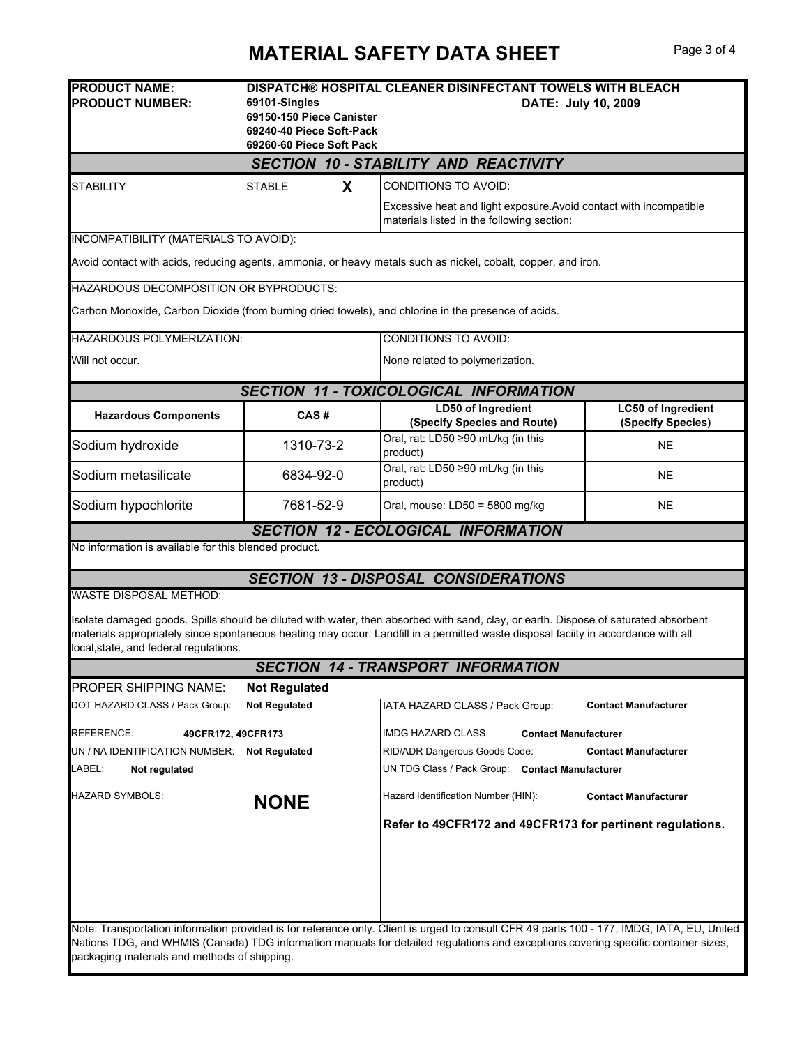# MATERIAL SAFETY DATA SHEET

| | | |
|---|---|---|
| **PRODUCT NAME:** | **DISPATCH® HOSPITAL CLEANER DISINFECTANT TOWELS WITH BLEACH** | |
| **PRODUCT NUMBER:** | **69101-Singles**<br>**69150-150 Piece Canister**<br>**69240-40 Piece Soft-Pack**<br>**69260-60 Piece Soft Pack** | **DATE: July 10, 2009** |

## SECTION 10 - STABILITY AND REACTIVITY

| | | |
|---|---|---|
| STABILITY | STABLE **X** | CONDITIONS TO AVOID:<br>Excessive heat and light exposure.Avoid contact with incompatible materials listed in the following section: |

INCOMPATIBILITY (MATERIALS TO AVOID):

Avoid contact with acids, reducing agents, ammonia, or heavy metals such as nickel, cobalt, copper, and iron.

HAZARDOUS DECOMPOSITION OR BYPRODUCTS:

Carbon Monoxide, Carbon Dioxide (from burning dried towels), and chlorine in the presence of acids.

| HAZARDOUS POLYMERIZATION: | CONDITIONS TO AVOID: |
|---|---|
| Will not occur. | None related to polymerization. |

## SECTION 11 - TOXICOLOGICAL INFORMATION

| Hazardous Components | CAS # | LD50 of Ingredient (Specify Species and Route) | LC50 of Ingredient (Specify Species) |
|---|---|---|---|
| Sodium hydroxide | 1310-73-2 | Oral, rat: LD50 ≥90 mL/kg (in this product) | NE |
| Sodium metasilicate | 6834-92-0 | Oral, rat: LD50 ≥90 mL/kg (in this product) | NE |
| Sodium hypochlorite | 7681-52-9 | Oral, mouse: LD50 = 5800 mg/kg | NE |

## SECTION 12 - ECOLOGICAL INFORMATION

No information is available for this blended product.

## SECTION 13 - DISPOSAL CONSIDERATIONS

WASTE DISPOSAL METHOD:

Isolate damaged goods. Spills should be diluted with water, then absorbed with sand, clay, or earth. Dispose of saturated absorbent materials appropriately since spontaneous heating may occur. Landfill in a permitted waste disposal faciity in accordance with all local,state, and federal regulations.

## SECTION 14 - TRANSPORT INFORMATION

PROPER SHIPPING NAME: **Not Regulated**

| | | | |
|---|---|---|---|
| DOT HAZARD CLASS / Pack Group: | **Not Regulated** | IATA HAZARD CLASS / Pack Group: | **Contact Manufacturer** |
| REFERENCE: | **49CFR172, 49CFR173** | IMDG HAZARD CLASS: | **Contact Manufacturer** |
| UN / NA IDENTIFICATION NUMBER: | **Not Regulated** | RID/ADR Dangerous Goods Code: | **Contact Manufacturer** |
| LABEL: | **Not regulated** | UN TDG Class / Pack Group: | **Contact Manufacturer** |
| HAZARD SYMBOLS: | **NONE** | Hazard Identification Number (HIN): | **Contact Manufacturer** |

**Refer to 49CFR172 and 49CFR173 for pertinent regulations.**

Note: Transportation information provided is for reference only. Client is urged to consult CFR 49 parts 100 - 177, IMDG, IATA, EU, United Nations TDG, and WHMIS (Canada) TDG information manuals for detailed regulations and exceptions covering specific container sizes, packaging materials and methods of shipping.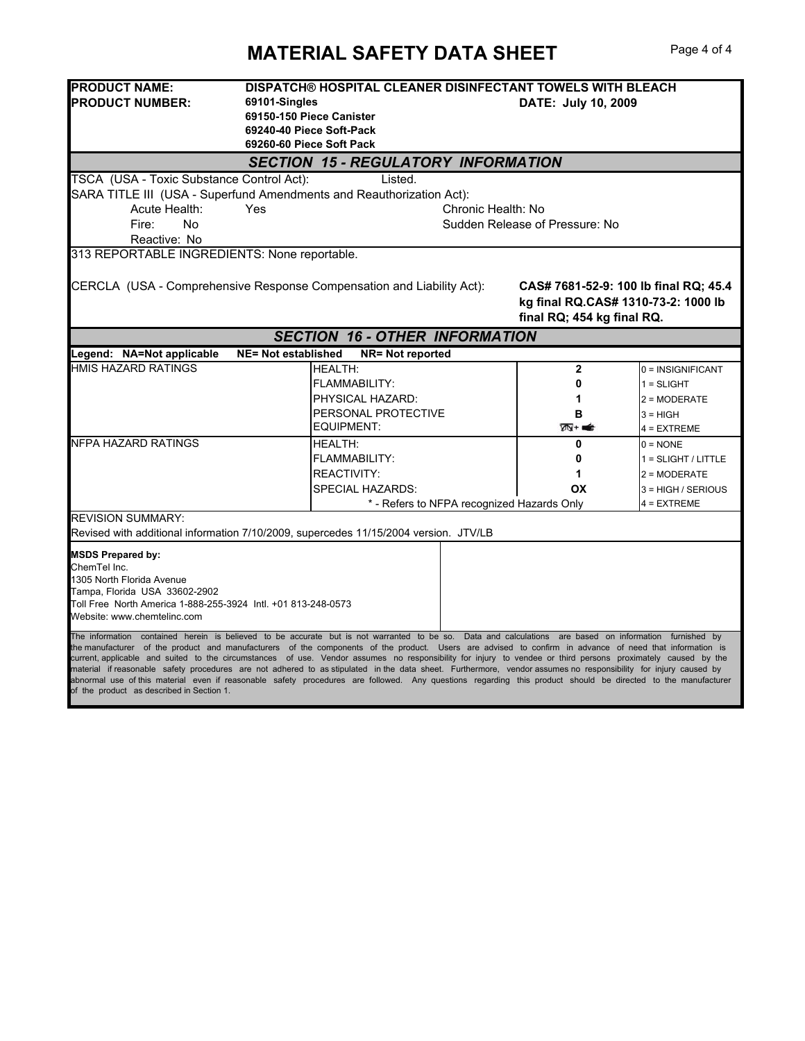# MATERIAL SAFETY DATA SHEET

| | | |
|---|---|---|
| **PRODUCT NAME:** | **DISPATCH® HOSPITAL CLEANER DISINFECTANT TOWELS WITH BLEACH** | |
| **PRODUCT NUMBER:** | **69101-Singles**<br>**69150-150 Piece Canister**<br>**69240-40 Piece Soft-Pack**<br>**69260-60 Piece Soft Pack** | **DATE: July 10, 2009** |

## *SECTION 15 - REGULATORY INFORMATION*

TSCA (USA - Toxic Substance Control Act): Listed.

SARA TITLE III (USA - Superfund Amendments and Reauthorization Act):

| | | |
|---|---|---|
| Acute Health: Yes | | Chronic Health: No |
| Fire: No | | Sudden Release of Pressure: No |
| Reactive: No | | |

313 REPORTABLE INGREDIENTS: None reportable.

CERCLA (USA - Comprehensive Response Compensation and Liability Act): **CAS# 7681-52-9: 100 lb final RQ; 45.4 kg final RQ.CAS# 1310-73-2: 1000 lb final RQ; 454 kg final RQ.**

## *SECTION 16 - OTHER INFORMATION*

**Legend: NA=Not applicable NE= Not established NR= Not reported**

| | | | |
|---|---|---|---|
| HMIS HAZARD RATINGS | HEALTH: | **2** | 0 = INSIGNIFICANT |
| | FLAMMABILITY: | **0** | 1 = SLIGHT |
| | PHYSICAL HAZARD: | **1** | 2 = MODERATE |
| | PERSONAL PROTECTIVE EQUIPMENT: | **B** | 3 = HIGH |
| | | | 4 = EXTREME |
| NFPA HAZARD RATINGS | HEALTH: | **0** | 0 = NONE |
| | FLAMMABILITY: | **0** | 1 = SLIGHT / LITTLE |
| | REACTIVITY: | **1** | 2 = MODERATE |
| | SPECIAL HAZARDS: | **OX** | 3 = HIGH / SERIOUS |
| | * - Refers to NFPA recognized Hazards Only | | 4 = EXTREME |

REVISION SUMMARY:

Revised with additional information 7/10/2009, supercedes 11/15/2004 version. JTV/LB

**MSDS Prepared by:**
ChemTel Inc.
1305 North Florida Avenue
Tampa, Florida USA 33602-2902
Toll Free North America 1-888-255-3924 Intl. +01 813-248-0573
Website: www.chemtelinc.com

The information contained herein is believed to be accurate but is not warranted to be so. Data and calculations are based on information furnished by the manufacturer of the product and manufacturers of the components of the product. Users are advised to confirm in advance of need that information is current, applicable and suited to the circumstances of use. Vendor assumes no responsibility for injury to vendee or third persons proximately caused by the material if reasonable safety procedures are not adhered to as stipulated in the data sheet. Furthermore, vendor assumes no responsibility for injury caused by abnormal use of this material even if reasonable safety procedures are followed. Any questions regarding this product should be directed to the manufacturer of the product as described in Section 1.